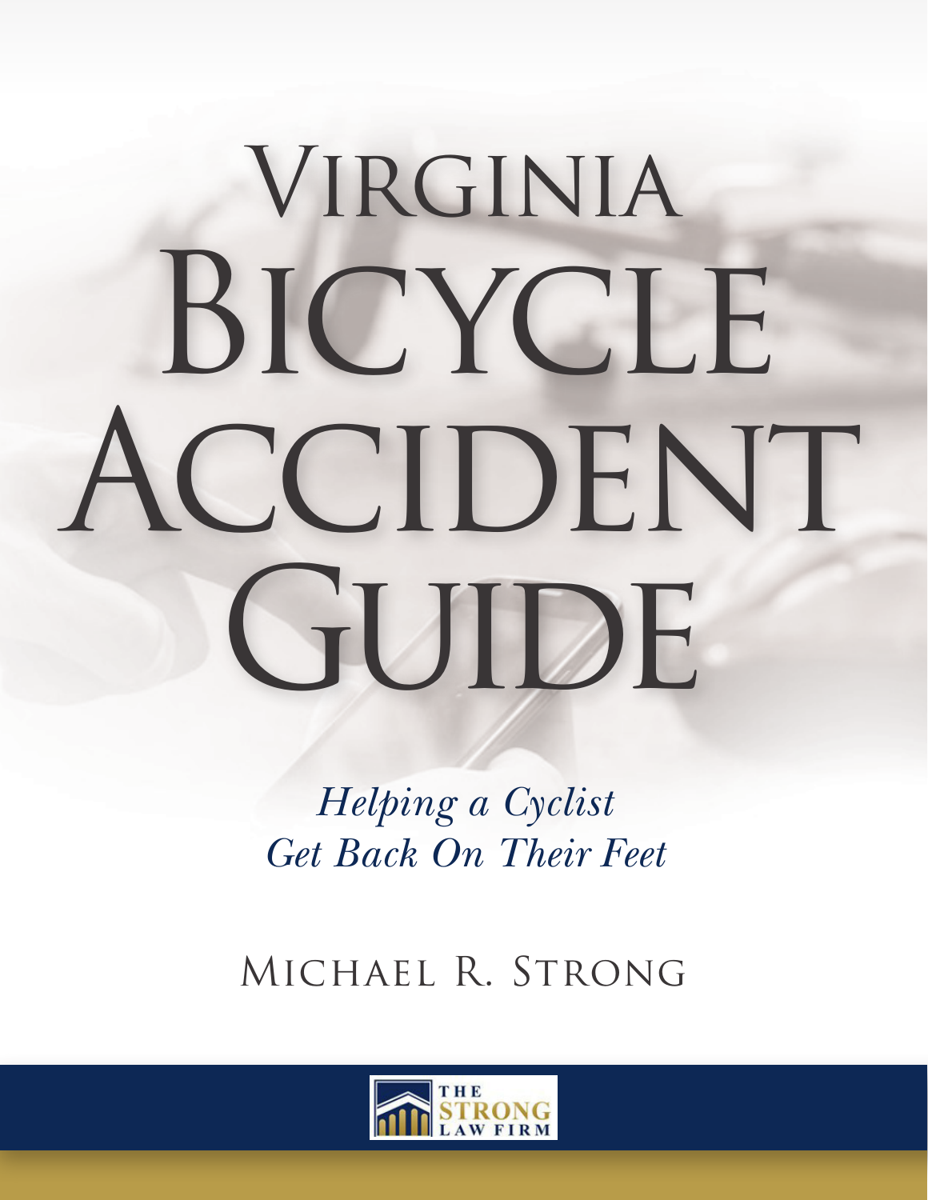# Virginia Bicycle Accident Guide

*Helping a Cyclist Get Back On Their Feet*

Michael R. Strong

THE STRONG LAW FIRM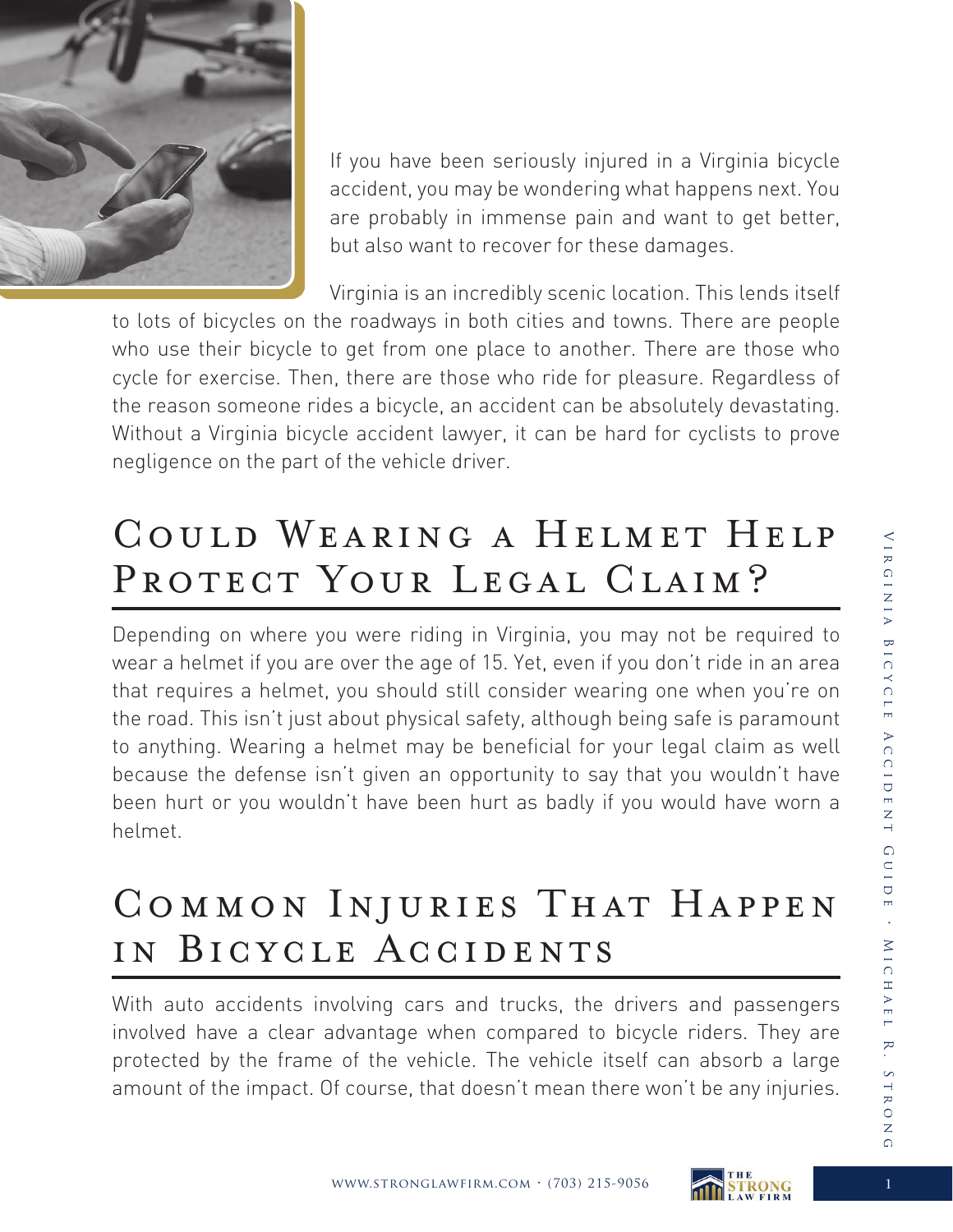If you have been seriously injured in a Virginia bicycle accident, you may be wondering what happens next. You are probably in immense pain and want to get better, but also want to recover for these damages.

Virginia is an incredibly scenic location. This lends itself to lots of bicycles on the roadways in both cities and towns. There are people who use their bicycle to get from one place to another. There are those who cycle for exercise. Then, there are those who ride for pleasure. Regardless of the reason someone rides a bicycle, an accident can be absolutely devastating. Without a Virginia bicycle accident lawyer, it can be hard for cyclists to prove negligence on the part of the vehicle driver.

## Could Wearing a Helmet Help Protect Your Legal Claim?

Depending on where you were riding in Virginia, you may not be required to wear a helmet if you are over the age of 15. Yet, even if you don't ride in an area that requires a helmet, you should still consider wearing one when you're on the road. This isn't just about physical safety, although being safe is paramount to anything. Wearing a helmet may be beneficial for your legal claim as well because the defense isn't given an opportunity to say that you wouldn't have been hurt or you wouldn't have been hurt as badly if you would have worn a helmet.

## Common Injuries That Happen in Bicycle Accidents

With auto accidents involving cars and trucks, the drivers and passengers involved have a clear advantage when compared to bicycle riders. They are protected by the frame of the vehicle. The vehicle itself can absorb a large amount of the impact. Of course, that doesn't mean there won't be any injuries.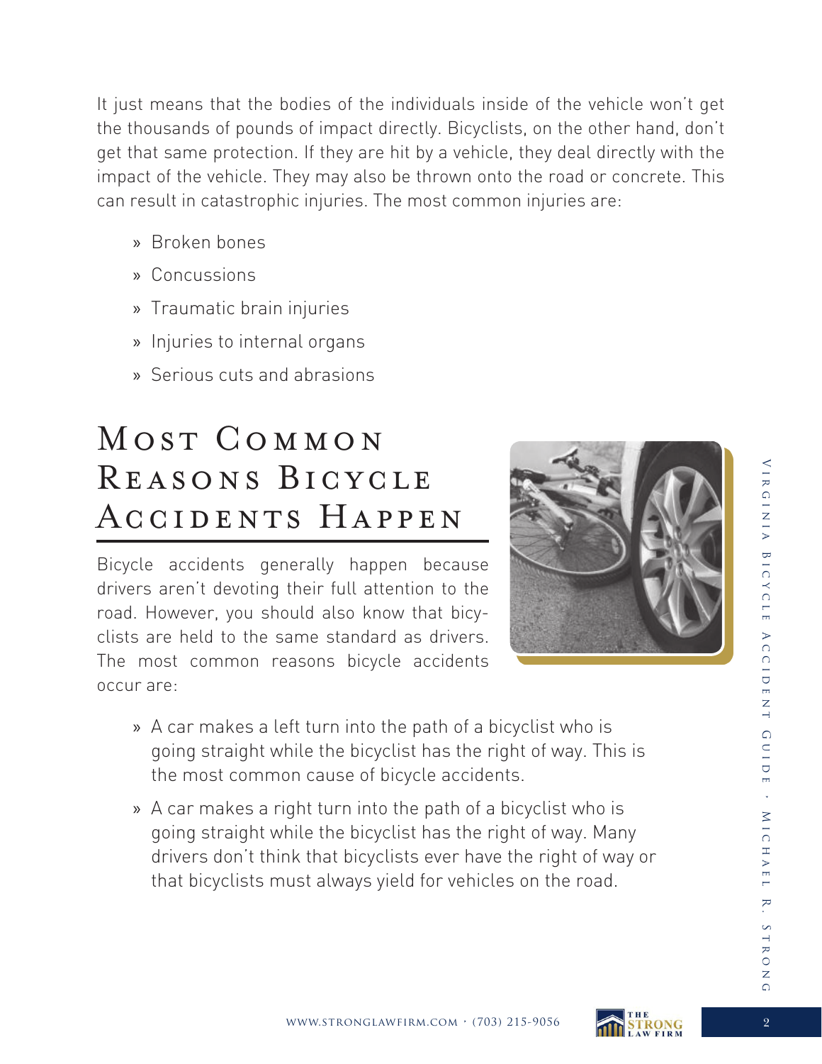It just means that the bodies of the individuals inside of the vehicle won't get the thousands of pounds of impact directly. Bicyclists, on the other hand, don't get that same protection. If they are hit by a vehicle, they deal directly with the impact of the vehicle. They may also be thrown onto the road or concrete. This can result in catastrophic injuries. The most common injuries are:

» Broken bones

» Concussions

» Traumatic brain injuries

» Injuries to internal organs

» Serious cuts and abrasions

# Most Common Reasons Bicycle Accidents Happen

Bicycle accidents generally happen because drivers aren't devoting their full attention to the road. However, you should also know that bicyclists are held to the same standard as drivers. The most common reasons bicycle accidents occur are:

» A car makes a left turn into the path of a bicyclist who is going straight while the bicyclist has the right of way. This is the most common cause of bicycle accidents.

» A car makes a right turn into the path of a bicyclist who is going straight while the bicyclist has the right of way. Many drivers don't think that bicyclists ever have the right of way or that bicyclists must always yield for vehicles on the road.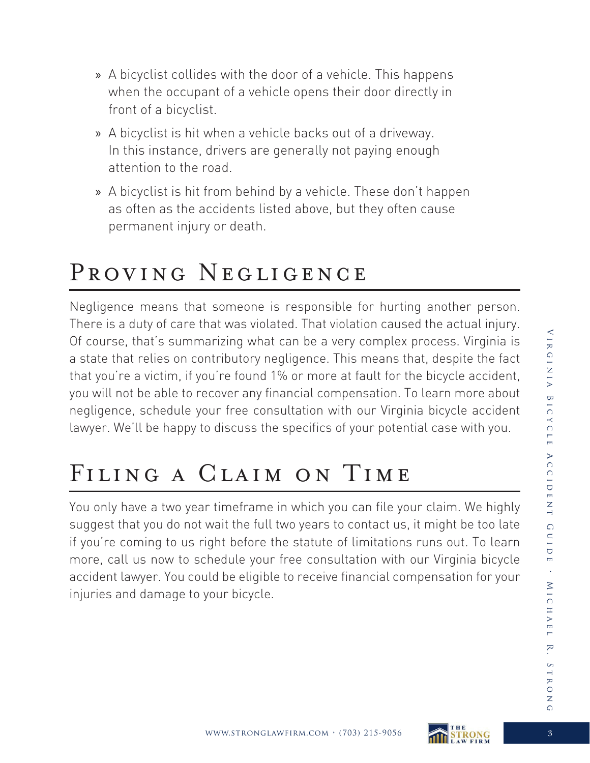- A bicyclist collides with the door of a vehicle. This happens when the occupant of a vehicle opens their door directly in front of a bicyclist.
- A bicyclist is hit when a vehicle backs out of a driveway. In this instance, drivers are generally not paying enough attention to the road.
- A bicyclist is hit from behind by a vehicle. These don't happen as often as the accidents listed above, but they often cause permanent injury or death.

## Proving Negligence

Negligence means that someone is responsible for hurting another person. There is a duty of care that was violated. That violation caused the actual injury. Of course, that's summarizing what can be a very complex process. Virginia is a state that relies on contributory negligence. This means that, despite the fact that you're a victim, if you're found 1% or more at fault for the bicycle accident, you will not be able to recover any financial compensation. To learn more about negligence, schedule your free consultation with our Virginia bicycle accident lawyer. We'll be happy to discuss the specifics of your potential case with you.

## Filing a Claim on Time

You only have a two year timeframe in which you can file your claim. We highly suggest that you do not wait the full two years to contact us, it might be too late if you're coming to us right before the statute of limitations runs out. To learn more, call us now to schedule your free consultation with our Virginia bicycle accident lawyer. You could be eligible to receive financial compensation for your injuries and damage to your bicycle.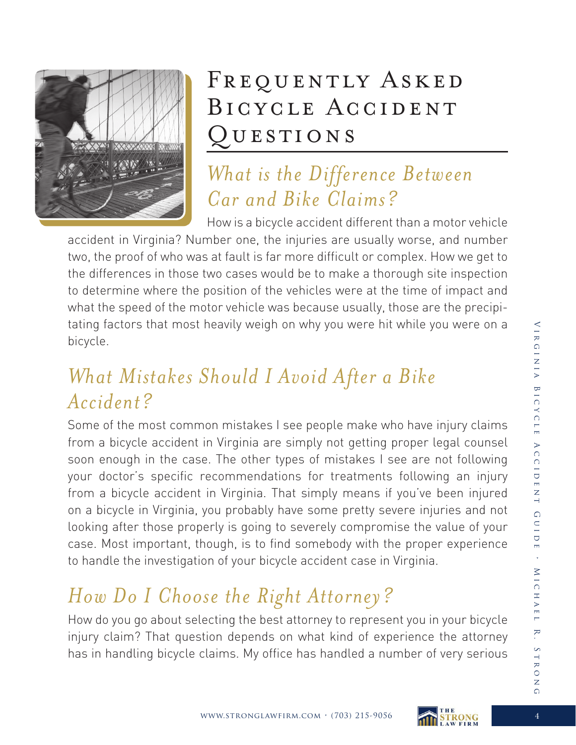# Frequently Asked Bicycle Accident Questions

## What is the Difference Between Car and Bike Claims?

How is a bicycle accident different than a motor vehicle accident in Virginia? Number one, the injuries are usually worse, and number two, the proof of who was at fault is far more difficult or complex. How we get to the differences in those two cases would be to make a thorough site inspection to determine where the position of the vehicles were at the time of impact and what the speed of the motor vehicle was because usually, those are the precipitating factors that most heavily weigh on why you were hit while you were on a bicycle.

## What Mistakes Should I Avoid After a Bike Accident?

Some of the most common mistakes I see people make who have injury claims from a bicycle accident in Virginia are simply not getting proper legal counsel soon enough in the case. The other types of mistakes I see are not following your doctor's specific recommendations for treatments following an injury from a bicycle accident in Virginia. That simply means if you've been injured on a bicycle in Virginia, you probably have some pretty severe injuries and not looking after those properly is going to severely compromise the value of your case. Most important, though, is to find somebody with the proper experience to handle the investigation of your bicycle accident case in Virginia.

## How Do I Choose the Right Attorney?

How do you go about selecting the best attorney to represent you in your bicycle injury claim? That question depends on what kind of experience the attorney has in handling bicycle claims. My office has handled a number of very serious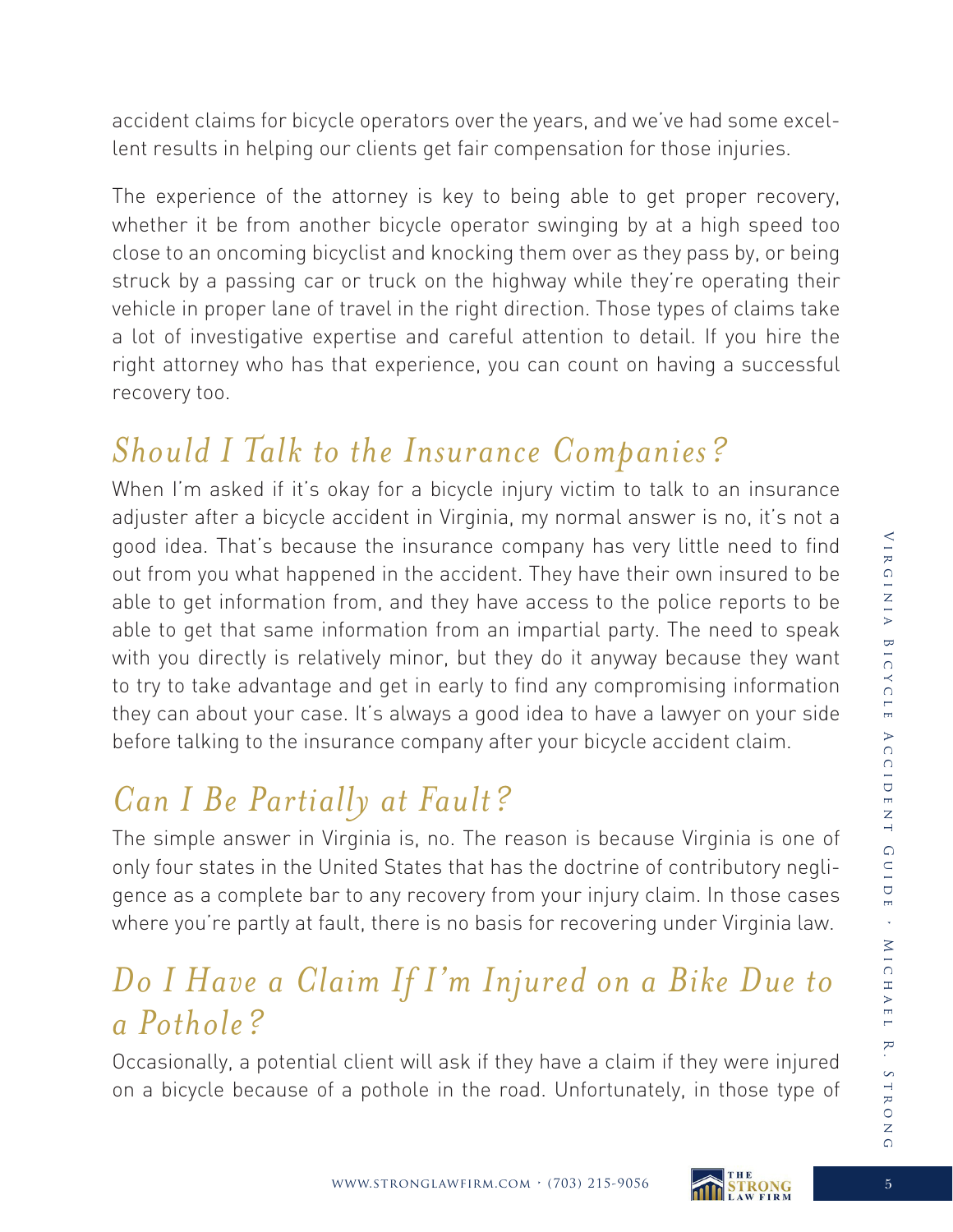accident claims for bicycle operators over the years, and we've had some excellent results in helping our clients get fair compensation for those injuries.

The experience of the attorney is key to being able to get proper recovery, whether it be from another bicycle operator swinging by at a high speed too close to an oncoming bicyclist and knocking them over as they pass by, or being struck by a passing car or truck on the highway while they're operating their vehicle in proper lane of travel in the right direction. Those types of claims take a lot of investigative expertise and careful attention to detail. If you hire the right attorney who has that experience, you can count on having a successful recovery too.

## *Should I Talk to the Insurance Companies?*

When I'm asked if it's okay for a bicycle injury victim to talk to an insurance adjuster after a bicycle accident in Virginia, my normal answer is no, it's not a good idea. That's because the insurance company has very little need to find out from you what happened in the accident. They have their own insured to be able to get information from, and they have access to the police reports to be able to get that same information from an impartial party. The need to speak with you directly is relatively minor, but they do it anyway because they want to try to take advantage and get in early to find any compromising information they can about your case. It's always a good idea to have a lawyer on your side before talking to the insurance company after your bicycle accident claim.

## *Can I Be Partially at Fault?*

The simple answer in Virginia is, no. The reason is because Virginia is one of only four states in the United States that has the doctrine of contributory negligence as a complete bar to any recovery from your injury claim. In those cases where you're partly at fault, there is no basis for recovering under Virginia law.

## *Do I Have a Claim If I'm Injured on a Bike Due to a Pothole?*

Occasionally, a potential client will ask if they have a claim if they were injured on a bicycle because of a pothole in the road. Unfortunately, in those type of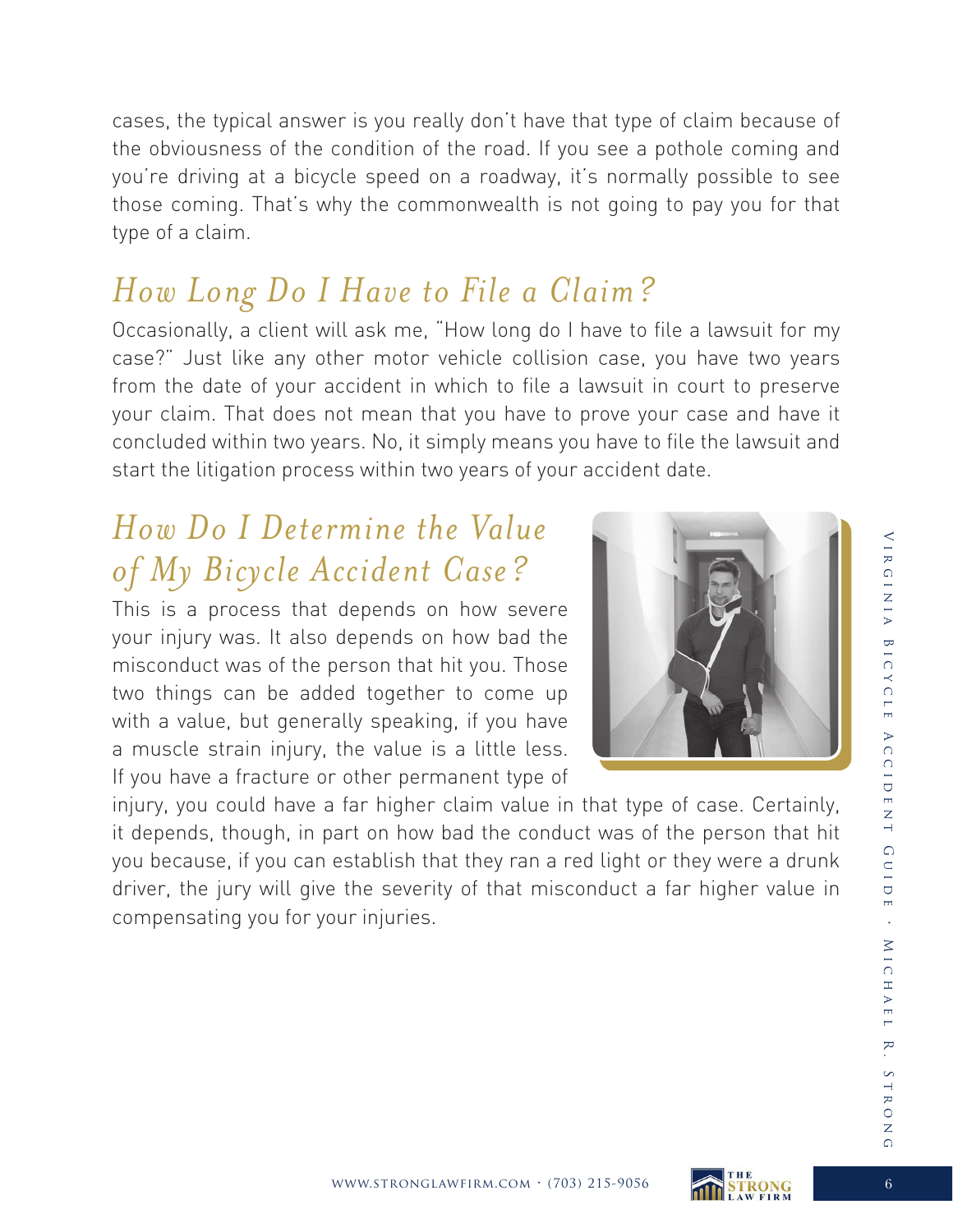cases, the typical answer is you really don't have that type of claim because of the obviousness of the condition of the road. If you see a pothole coming and you're driving at a bicycle speed on a roadway, it's normally possible to see those coming. That's why the commonwealth is not going to pay you for that type of a claim.

## *How Long Do I Have to File a Claim?*

Occasionally, a client will ask me, "How long do I have to file a lawsuit for my case?" Just like any other motor vehicle collision case, you have two years from the date of your accident in which to file a lawsuit in court to preserve your claim. That does not mean that you have to prove your case and have it concluded within two years. No, it simply means you have to file the lawsuit and start the litigation process within two years of your accident date.

## *How Do I Determine the Value of My Bicycle Accident Case?*

This is a process that depends on how severe your injury was. It also depends on how bad the misconduct was of the person that hit you. Those two things can be added together to come up with a value, but generally speaking, if you have a muscle strain injury, the value is a little less. If you have a fracture or other permanent type of injury, you could have a far higher claim value in that type of case. Certainly, it depends, though, in part on how bad the conduct was of the person that hit you because, if you can establish that they ran a red light or they were a drunk driver, the jury will give the severity of that misconduct a far higher value in compensating you for your injuries.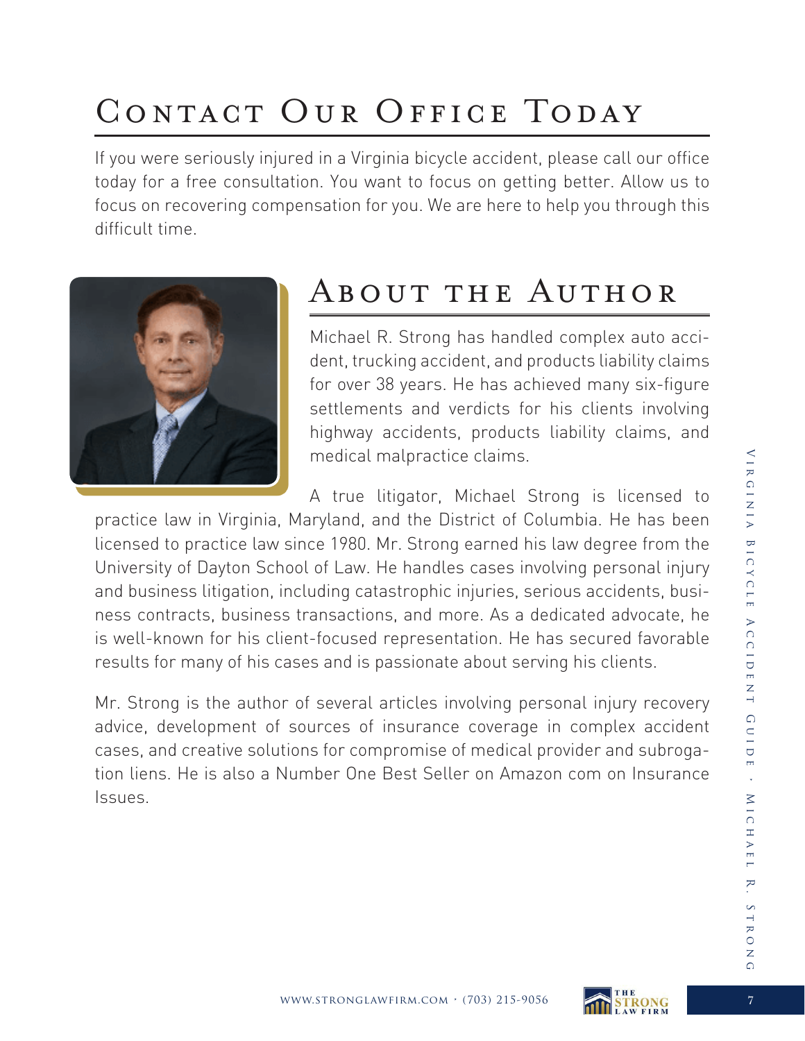## Contact Our Office Today

If you were seriously injured in a Virginia bicycle accident, please call our office today for a free consultation. You want to focus on getting better. Allow us to focus on recovering compensation for you. We are here to help you through this difficult time.

## About the Author

Michael R. Strong has handled complex auto accident, trucking accident, and products liability claims for over 38 years. He has achieved many six-figure settlements and verdicts for his clients involving highway accidents, products liability claims, and medical malpractice claims.

A true litigator, Michael Strong is licensed to practice law in Virginia, Maryland, and the District of Columbia. He has been licensed to practice law since 1980. Mr. Strong earned his law degree from the University of Dayton School of Law. He handles cases involving personal injury and business litigation, including catastrophic injuries, serious accidents, business contracts, business transactions, and more. As a dedicated advocate, he is well-known for his client-focused representation. He has secured favorable results for many of his cases and is passionate about serving his clients.

Mr. Strong is the author of several articles involving personal injury recovery advice, development of sources of insurance coverage in complex accident cases, and creative solutions for compromise of medical provider and subrogation liens. He is also a Number One Best Seller on Amazon com on Insurance Issues.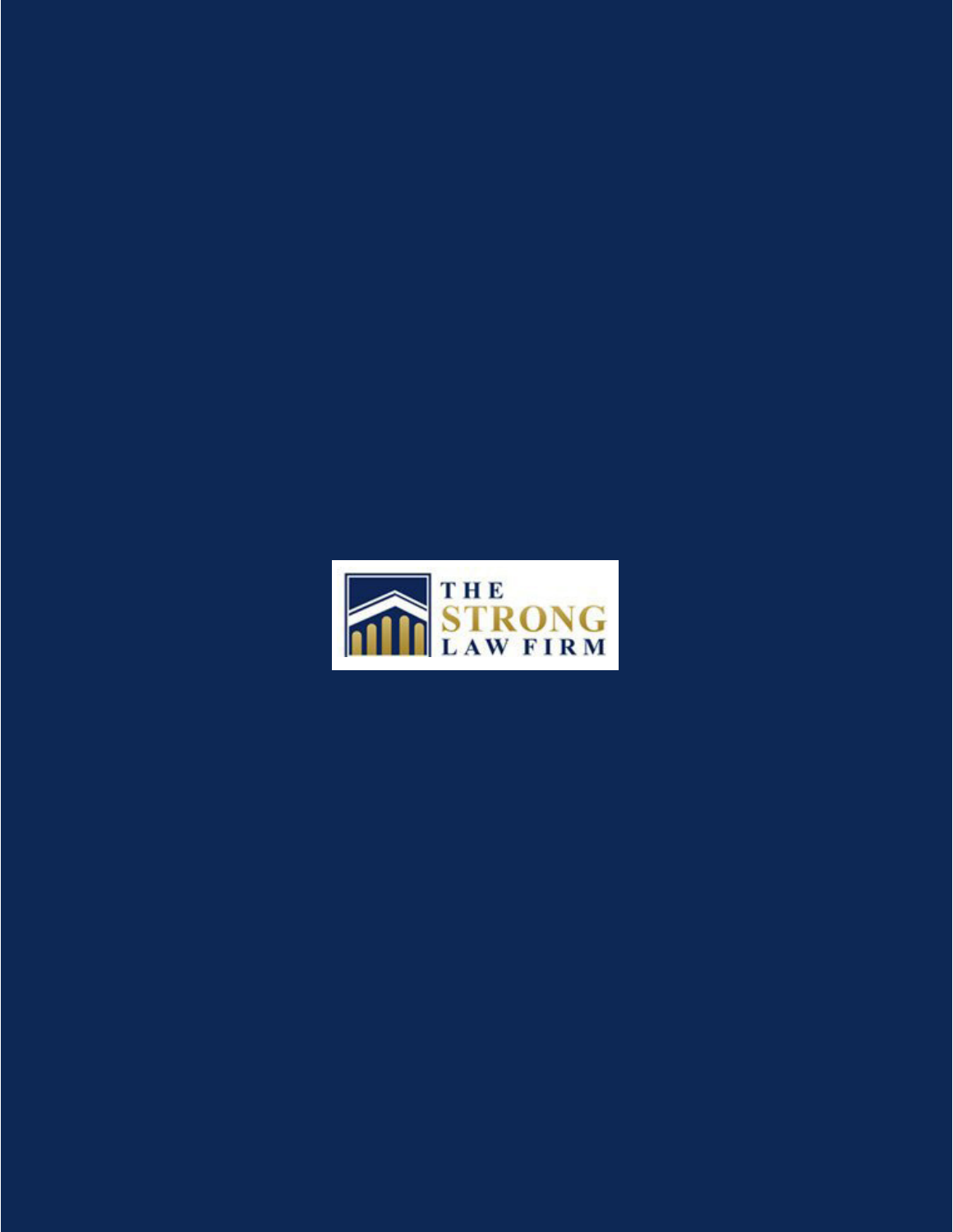THE STRONG LAW FIRM